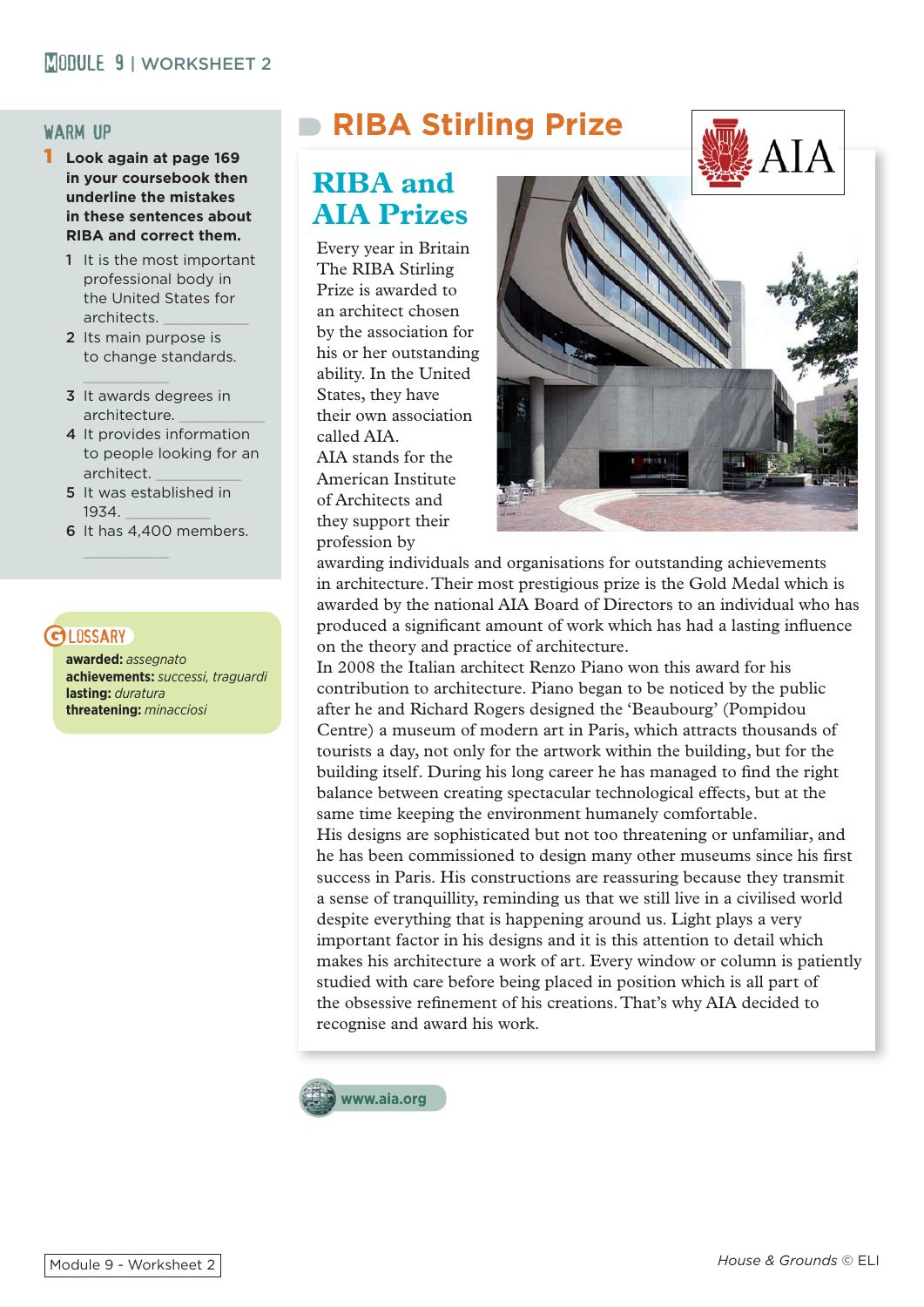# RIBA Stirling Prize

## WARM UP

**1 Look again at page 169 in your coursebook then underline the mistakes in these sentences about RIBA and correct them.**

1. It is the most important professional body in the United States for architects. __________
2. Its main purpose is to change standards. __________
3. It awards degrees in architecture. __________
4. It provides information to people looking for an architect. __________
5. It was established in 1934. __________
6. It has 4,400 members. __________

## GLOSSARY

**awarded:** *assegnato*
**achievements:** *successi, traguardi*
**lasting:** *duratura*
**threatening:** *minacciosi*

## RIBA and AIA Prizes

Every year in Britain The RIBA Stirling Prize is awarded to an architect chosen by the association for his or her outstanding ability. In the United States, they have their own association called AIA.
AIA stands for the American Institute of Architects and they support their profession by awarding individuals and organisations for outstanding achievements in architecture. Their most prestigious prize is the Gold Medal which is awarded by the national AIA Board of Directors to an individual who has produced a significant amount of work which has had a lasting influence on the theory and practice of architecture.
In 2008 the Italian architect Renzo Piano won this award for his contribution to architecture. Piano began to be noticed by the public after he and Richard Rogers designed the 'Beaubourg' (Pompidou Centre) a museum of modern art in Paris, which attracts thousands of tourists a day, not only for the artwork within the building, but for the building itself. During his long career he has managed to find the right balance between creating spectacular technological effects, but at the same time keeping the environment humanely comfortable.
His designs are sophisticated but not too threatening or unfamiliar, and he has been commissioned to design many other museums since his first success in Paris. His constructions are reassuring because they transmit a sense of tranquillity, reminding us that we still live in a civilised world despite everything that is happening around us. Light plays a very important factor in his designs and it is this attention to detail which makes his architecture a work of art. Every window or column is patiently studied with care before being placed in position which is all part of the obsessive refinement of his creations. That's why AIA decided to recognise and award his work.

www.aia.org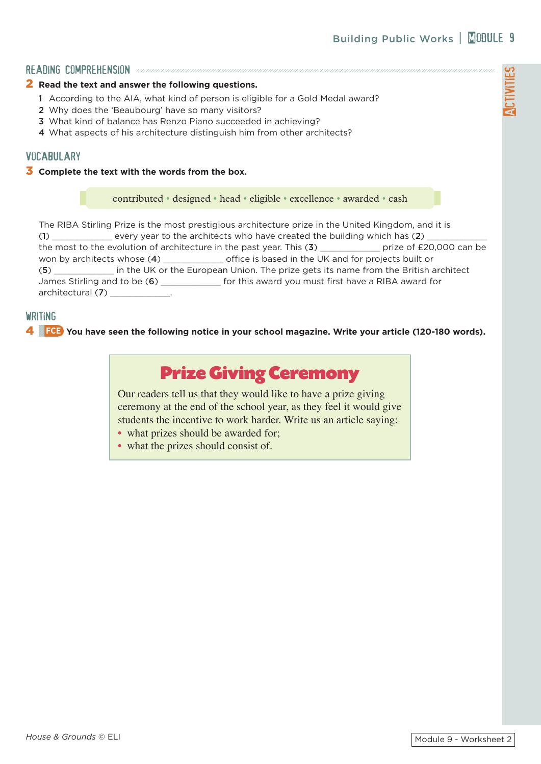## READING COMPREHENSION

**2 Read the text and answer the following questions.**

1 According to the AIA, what kind of person is eligible for a Gold Medal award?
2 Why does the 'Beaubourg' have so many visitors?
3 What kind of balance has Renzo Piano succeeded in achieving?
4 What aspects of his architecture distinguish him from other architects?

## VOCABULARY

**3 Complete the text with the words from the box.**

contributed • designed • head • eligible • excellence • awarded • cash

The RIBA Stirling Prize is the most prestigious architecture prize in the United Kingdom, and it is (1) ____________ every year to the architects who have created the building which has (**2**) ____________ the most to the evolution of architecture in the past year. This (**3**) ____________ prize of £20,000 can be won by architects whose (**4**) ____________ office is based in the UK and for projects built or (**5**) ____________ in the UK or the European Union. The prize gets its name from the British architect James Stirling and to be (**6**) ____________ for this award you must first have a RIBA award for architectural (**7**) ____________.

## WRITING

**4 FCE You have seen the following notice in your school magazine. Write your article (120-180 words).**

### Prize Giving Ceremony

Our readers tell us that they would like to have a prize giving ceremony at the end of the school year, as they feel it would give students the incentive to work harder. Write us an article saying:

- what prizes should be awarded for;
- what the prizes should consist of.